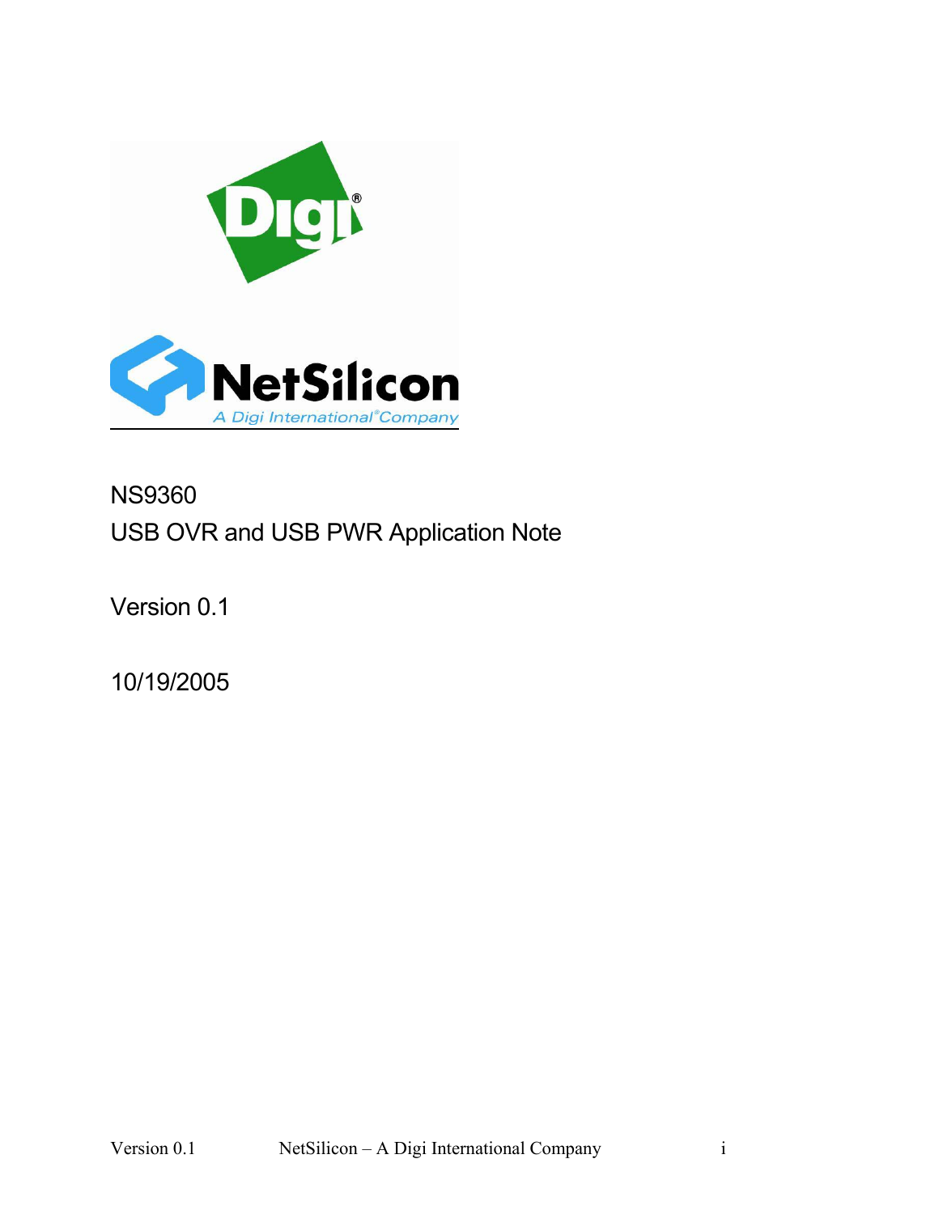# NS9360

## USB OVR and USB PWR Application Note

Version 0.1

10/19/2005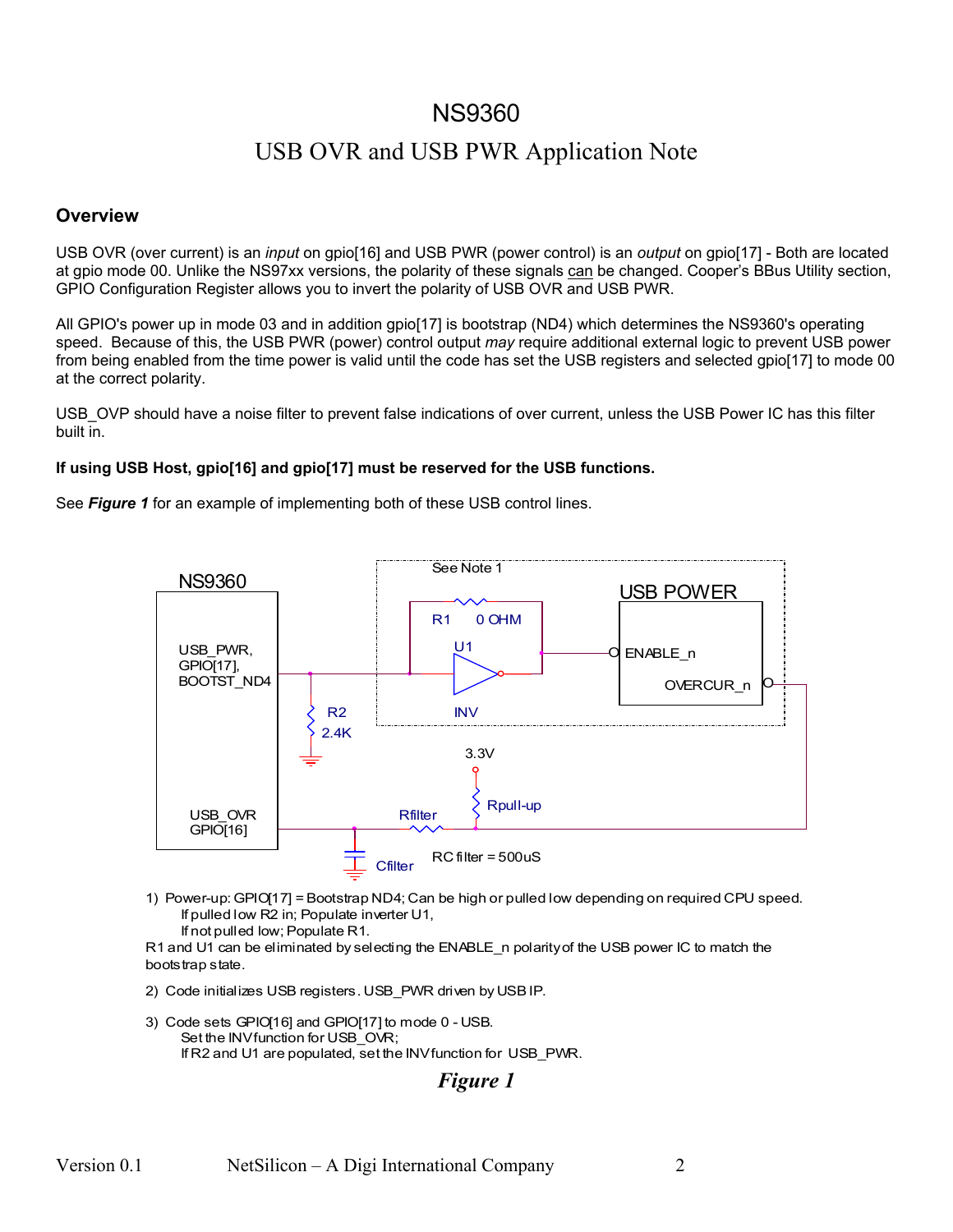# NS9360

## USB OVR and USB PWR Application Note

### Overview

USB OVR (over current) is an *input* on gpio[16] and USB PWR (power control) is an *output* on gpio[17] - Both are located at gpio mode 00. Unlike the NS97xx versions, the polarity of these signals can be changed. Cooper's BBus Utility section, GPIO Configuration Register allows you to invert the polarity of USB OVR and USB PWR.

All GPIO's power up in mode 03 and in addition gpio[17] is bootstrap (ND4) which determines the NS9360's operating speed. Because of this, the USB PWR (power) control output *may* require additional external logic to prevent USB power from being enabled from the time power is valid until the code has set the USB registers and selected gpio[17] to mode 00 at the correct polarity.

USB_OVP should have a noise filter to prevent false indications of over current, unless the USB Power IC has this filter built in.

**If using USB Host, gpio[16] and gpio[17] must be reserved for the USB functions.**

See ***Figure 1*** for an example of implementing both of these USB control lines.

NS9360
USB_PWR, GPIO[17], BOOTST_ND4
USB_OVR GPIO[16]
See Note 1
R1 0 OHM
U1
INV
USB POWER
ENABLE_n
OVERCUR_n
R2
2.4K
3.3V
Rpull-up
Rfilter
Cfilter
RC filter = 500uS

1) Power-up: GPIO[17] = Bootstrap ND4; Can be high or pulled low depending on required CPU speed.
   If pulled low R2 in; Populate inverter U1,
   If not pulled low; Populate R1.
   R1 and U1 can be eliminated by selecting the ENABLE_n polarity of the USB power IC to match the bootstrap state.

2) Code initializes USB registers. USB_PWR driven by USB IP.

3) Code sets GPIO[16] and GPIO[17] to mode 0 - USB.
   Set the INV function for USB_OVR;
   If R2 and U1 are populated, set the INV function for USB_PWR.

***Figure 1***